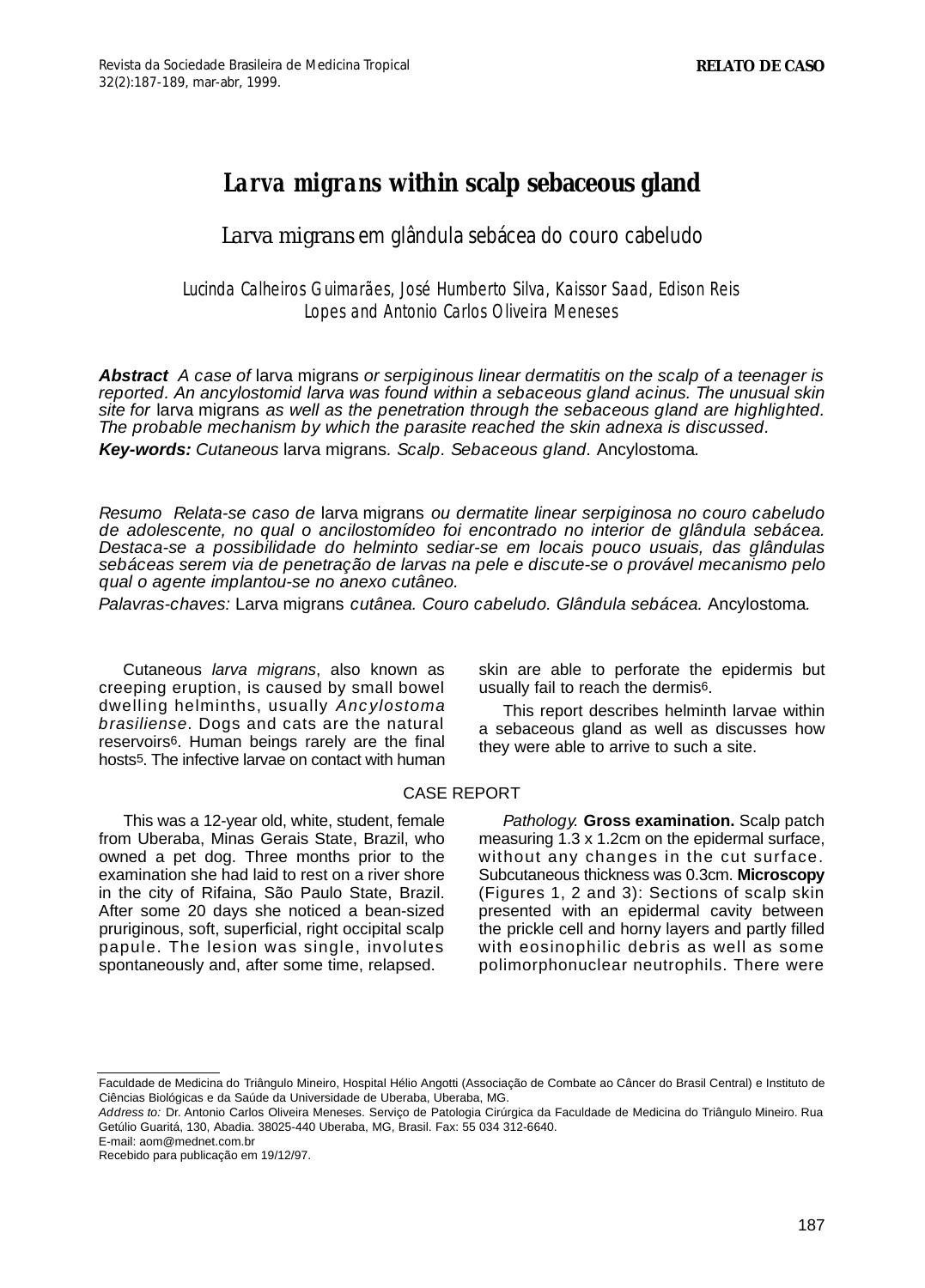RELATO DE CASO

# *Larva migrans* within scalp sebaceous gland

## *Larva migrans* em glândula sebácea do couro cabeludo

Lucinda Calheiros Guimarães, José Humberto Silva, Kaissor Saad, Edison Reis Lopes and Antonio Carlos Oliveira Meneses

***Abstract*** *A case of* larva migrans *or serpiginous linear dermatitis on the scalp of a teenager is reported. An ancylostomid larva was found within a sebaceous gland acinus. The unusual skin site for* larva migrans *as well as the penetration through the sebaceous gland are highlighted. The probable mechanism by which the parasite reached the skin adnexa is discussed.*

***Key-words:*** *Cutaneous* larva migrans*. Scalp. Sebaceous gland.* Ancylostoma*.*

*Resumo Relata-se caso de* larva migrans *ou dermatite linear serpiginosa no couro cabeludo de adolescente, no qual o ancilostomídeo foi encontrado no interior de glândula sebácea. Destaca-se a possibilidade do helminto sediar-se em locais pouco usuais, das glândulas sebáceas serem via de penetração de larvas na pele e discute-se o provável mecanismo pelo qual o agente implantou-se no anexo cutâneo.*

*Palavras-chaves:* Larva migrans *cutânea. Couro cabeludo. Glândula sebácea.* Ancylostoma*.*

Cutaneous *larva migrans*, also known as creeping eruption, is caused by small bowel dwelling helminths, usually *Ancylostoma brasiliense*. Dogs and cats are the natural reservoirs[6]. Human beings rarely are the final hosts[5]. The infective larvae on contact with human skin are able to perforate the epidermis but usually fail to reach the dermis[6].

This report describes helminth larvae within a sebaceous gland as well as discusses how they were able to arrive to such a site.

## CASE REPORT

This was a 12-year old, white, student, female from Uberaba, Minas Gerais State, Brazil, who owned a pet dog. Three months prior to the examination she had laid to rest on a river shore in the city of Rifaina, São Paulo State, Brazil. After some 20 days she noticed a bean-sized pruriginous, soft, superficial, right occipital scalp papule. The lesion was single, involutes spontaneously and, after some time, relapsed.

*Pathology.* **Gross examination.** Scalp patch measuring 1.3 x 1.2cm on the epidermal surface, without any changes in the cut surface. Subcutaneous thickness was 0.3cm. **Microscopy** (Figures 1, 2 and 3): Sections of scalp skin presented with an epidermal cavity between the prickle cell and horny layers and partly filled with eosinophilic debris as well as some polimorphonuclear neutrophils. There were

---

Faculdade de Medicina do Triângulo Mineiro, Hospital Hélio Angotti (Associação de Combate ao Câncer do Brasil Central) e Instituto de Ciências Biológicas e da Saúde da Universidade de Uberaba, Uberaba, MG.

*Address to:* Dr. Antonio Carlos Oliveira Meneses. Serviço de Patologia Cirúrgica da Faculdade de Medicina do Triângulo Mineiro. Rua Getúlio Guaritá, 130, Abadia. 38025-440 Uberaba, MG, Brasil. Fax: 55 034 312-6640.

E-mail: aom@mednet.com.br

Recebido para publicação em 19/12/97.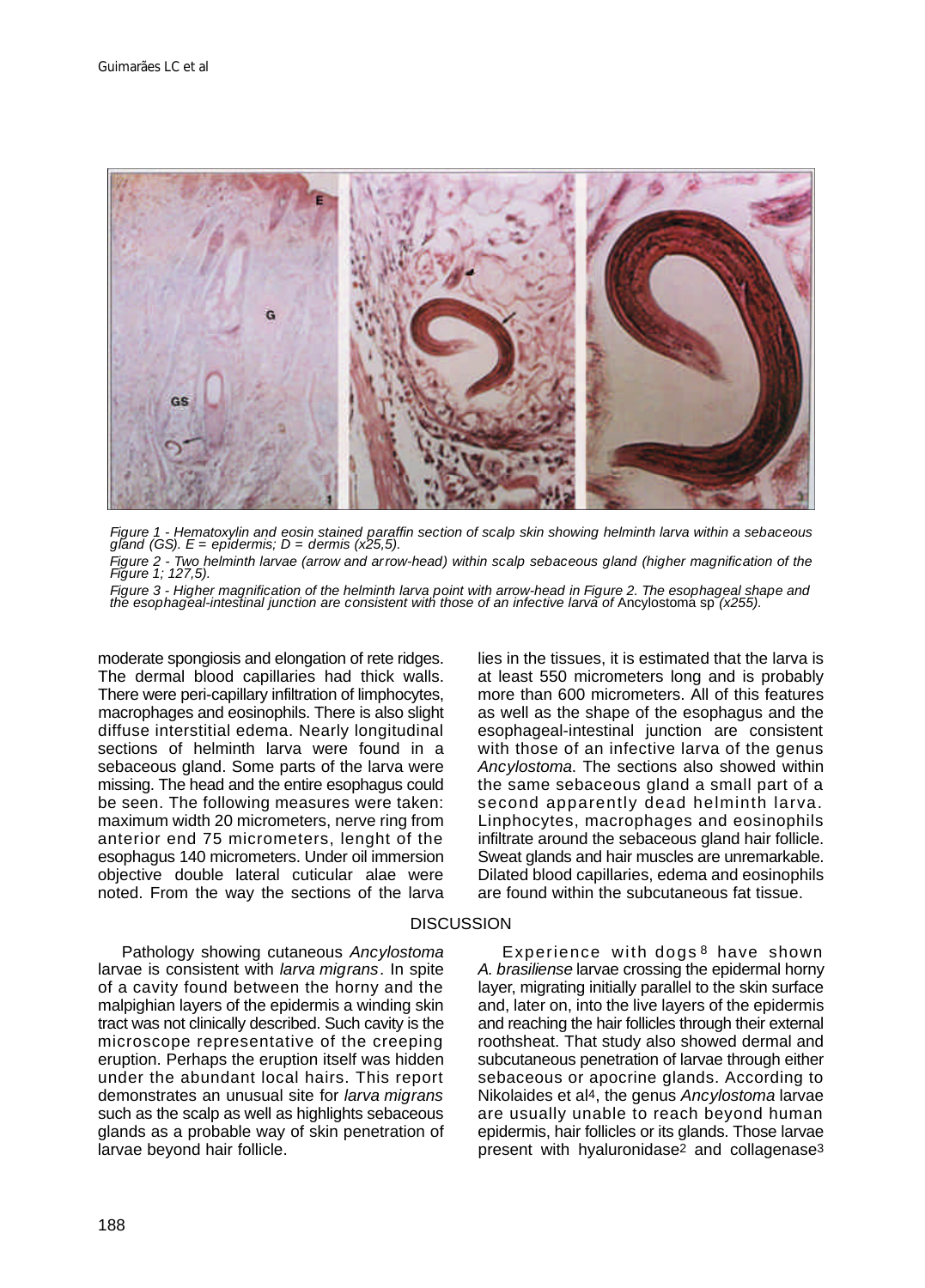*Figure 1 - Hematoxylin and eosin stained paraffin section of scalp skin showing helminth larva within a sebaceous gland (GS). E = epidermis; D = dermis (x25,5).*

*Figure 2 - Two helminth larvae (arrow and arrow-head) within scalp sebaceous gland (higher magnification of the Figure 1; 127,5).*

*Figure 3 - Higher magnification of the helminth larva point with arrow-head in Figure 2. The esophageal shape and the esophageal-intestinal junction are consistent with those of an infective larva of* Ancylostoma sp *(x255).*

moderate spongiosis and elongation of rete ridges. The dermal blood capillaries had thick walls. There were peri-capillary infiltration of limphocytes, macrophages and eosinophils. There is also slight diffuse interstitial edema. Nearly longitudinal sections of helminth larva were found in a sebaceous gland. Some parts of the larva were missing. The head and the entire esophagus could be seen. The following measures were taken: maximum width 20 micrometers, nerve ring from anterior end 75 micrometers, lenght of the esophagus 140 micrometers. Under oil immersion objective double lateral cuticular alae were noted. From the way the sections of the larva lies in the tissues, it is estimated that the larva is at least 550 micrometers long and is probably more than 600 micrometers. All of this features as well as the shape of the esophagus and the esophageal-intestinal junction are consistent with those of an infective larva of the genus *Ancylostoma*. The sections also showed within the same sebaceous gland a small part of a second apparently dead helminth larva. Linphocytes, macrophages and eosinophils infiltrate around the sebaceous gland hair follicle. Sweat glands and hair muscles are unremarkable. Dilated blood capillaries, edema and eosinophils are found within the subcutaneous fat tissue.

## DISCUSSION

Pathology showing cutaneous *Ancylostoma* larvae is consistent with *larva migrans*. In spite of a cavity found between the horny and the malpighian layers of the epidermis a winding skin tract was not clinically described. Such cavity is the microscope representative of the creeping eruption. Perhaps the eruption itself was hidden under the abundant local hairs. This report demonstrates an unusual site for *larva migrans* such as the scalp as well as highlights sebaceous glands as a probable way of skin penetration of larvae beyond hair follicle.

Experience with dogs[8] have shown *A. brasiliense* larvae crossing the epidermal horny layer, migrating initially parallel to the skin surface and, later on, into the live layers of the epidermis and reaching the hair follicles through their external roothsheat. That study also showed dermal and subcutaneous penetration of larvae through either sebaceous or apocrine glands. According to Nikolaides et al[4], the genus *Ancylostoma* larvae are usually unable to reach beyond human epidermis, hair follicles or its glands. Those larvae present with hyaluronidase[2] and collagenase[3]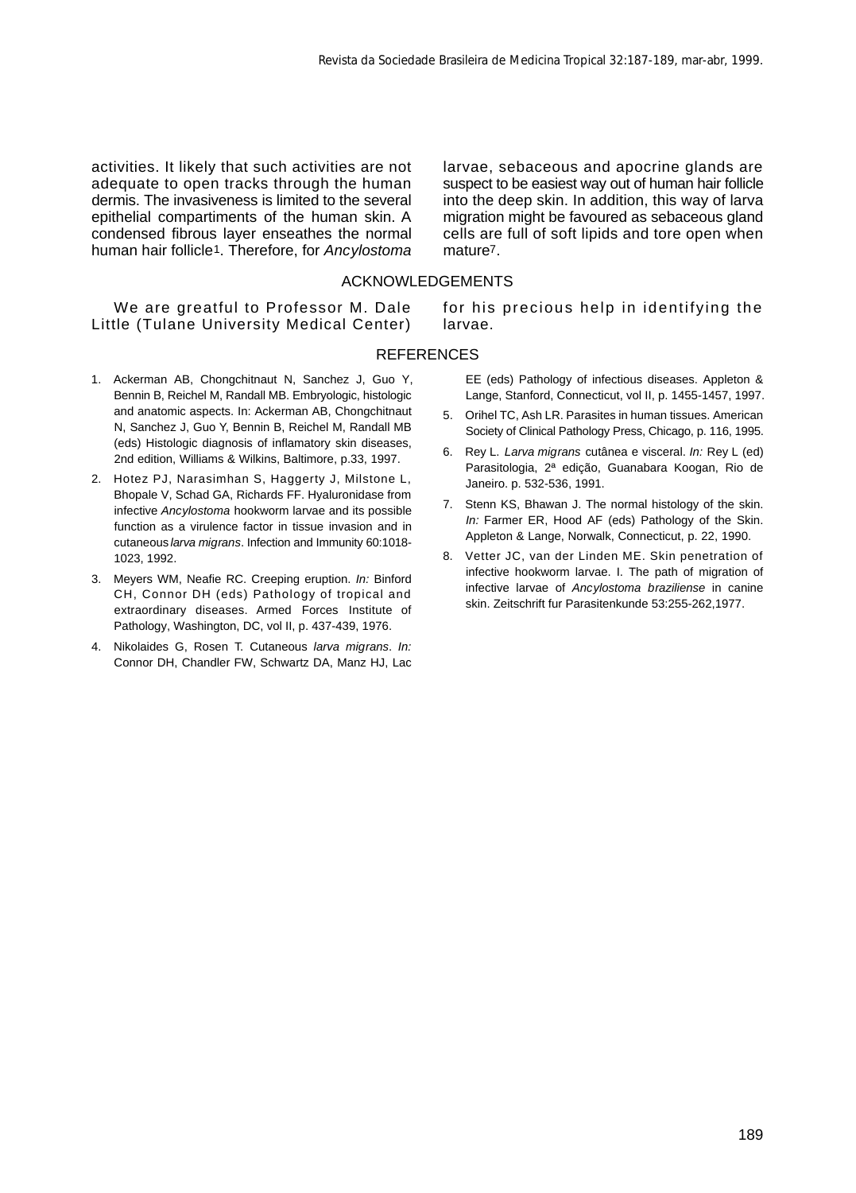activities. It likely that such activities are not adequate to open tracks through the human dermis. The invasiveness is limited to the several epithelial compartiments of the human skin. A condensed fibrous layer enseathes the normal human hair follicle[1]. Therefore, for *Ancylostoma* larvae, sebaceous and apocrine glands are suspect to be easiest way out of human hair follicle into the deep skin. In addition, this way of larva migration might be favoured as sebaceous gland cells are full of soft lipids and tore open when mature[7].

## ACKNOWLEDGEMENTS

We are greatful to Professor M. Dale Little (Tulane University Medical Center) for his precious help in identifying the larvae.

## REFERENCES

1. Ackerman AB, Chongchitnaut N, Sanchez J, Guo Y, Bennin B, Reichel M, Randall MB. Embryologic, histologic and anatomic aspects. In: Ackerman AB, Chongchitnaut N, Sanchez J, Guo Y, Bennin B, Reichel M, Randall MB (eds) Histologic diagnosis of inflamatory skin diseases, 2nd edition, Williams & Wilkins, Baltimore, p.33, 1997.
2. Hotez PJ, Narasimhan S, Haggerty J, Milstone L, Bhopale V, Schad GA, Richards FF. Hyaluronidase from infective *Ancylostoma* hookworm larvae and its possible function as a virulence factor in tissue invasion and in cutaneous *larva migrans*. Infection and Immunity 60:1018-1023, 1992.
3. Meyers WM, Neafie RC. Creeping eruption. *In:* Binford CH, Connor DH (eds) Pathology of tropical and extraordinary diseases. Armed Forces Institute of Pathology, Washington, DC, vol II, p. 437-439, 1976.
4. Nikolaides G, Rosen T. Cutaneous *larva migrans*. *In:* Connor DH, Chandler FW, Schwartz DA, Manz HJ, Lac EE (eds) Pathology of infectious diseases. Appleton & Lange, Stanford, Connecticut, vol II, p. 1455-1457, 1997.
5. Orihel TC, Ash LR. Parasites in human tissues. American Society of Clinical Pathology Press, Chicago, p. 116, 1995.
6. Rey L. *Larva migrans* cutânea e visceral. *In:* Rey L (ed) Parasitologia, 2ª edição, Guanabara Koogan, Rio de Janeiro. p. 532-536, 1991.
7. Stenn KS, Bhawan J. The normal histology of the skin. *In:* Farmer ER, Hood AF (eds) Pathology of the Skin. Appleton & Lange, Norwalk, Connecticut, p. 22, 1990.
8. Vetter JC, van der Linden ME. Skin penetration of infective hookworm larvae. I. The path of migration of infective larvae of *Ancylostoma braziliense* in canine skin. Zeitschrift fur Parasitenkunde 53:255-262,1977.